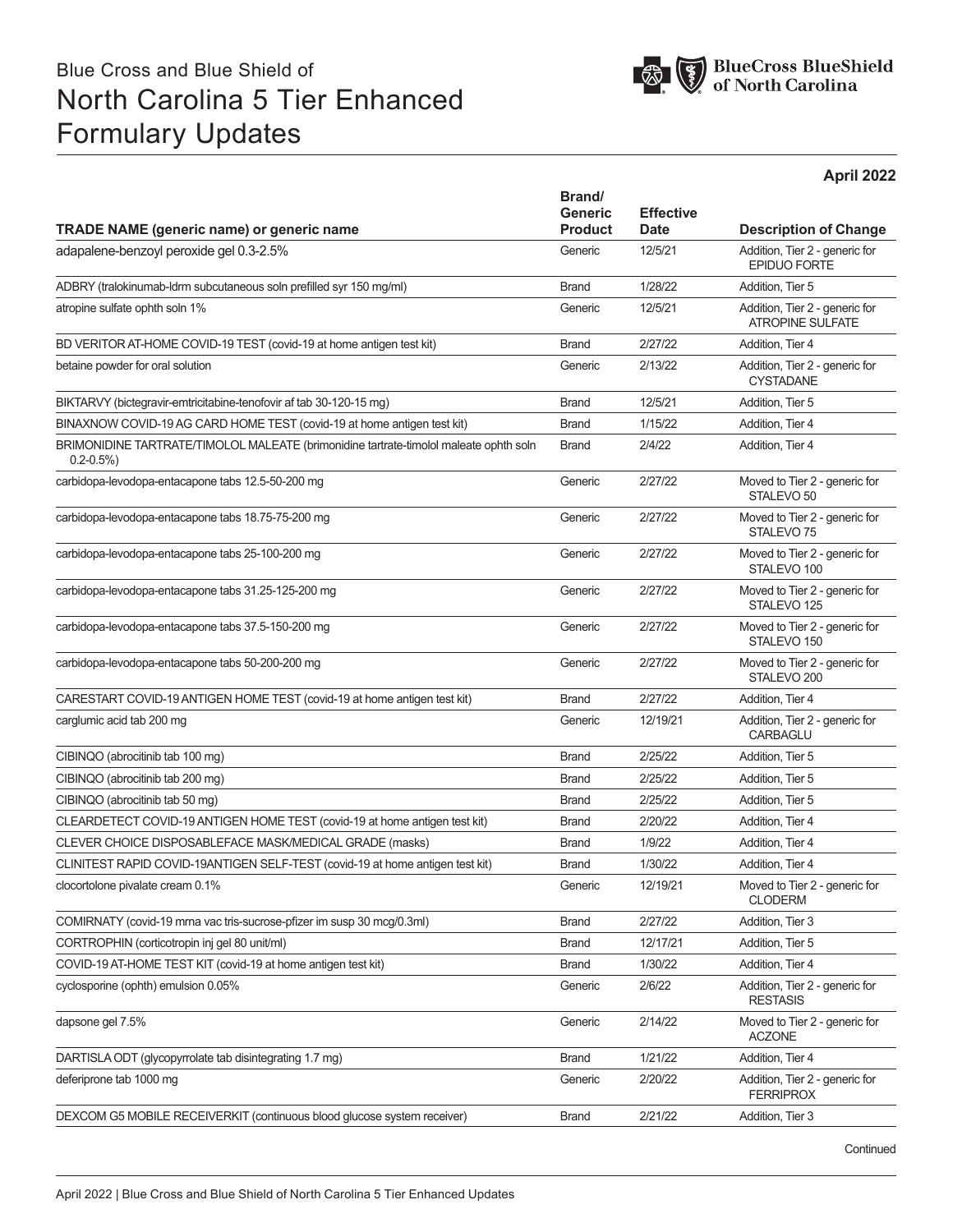# Blue Cross and Blue Shield of North Carolina 5 Tier Enhanced Formulary Updates

**April 2022**

| TRADE NAME (generic name) or generic name | Brand/ Generic Product | Effective Date | Description of Change |
|---|---|---|---|
| adapalene-benzoyl peroxide gel 0.3-2.5% | Generic | 12/5/21 | Addition, Tier 2 - generic for EPIDUO FORTE |
| ADBRY (tralokinumab-ldrm subcutaneous soln prefilled syr 150 mg/ml) | Brand | 1/28/22 | Addition, Tier 5 |
| atropine sulfate ophth soln 1% | Generic | 12/5/21 | Addition, Tier 2 - generic for ATROPINE SULFATE |
| BD VERITOR AT-HOME COVID-19 TEST (covid-19 at home antigen test kit) | Brand | 2/27/22 | Addition, Tier 4 |
| betaine powder for oral solution | Generic | 2/13/22 | Addition, Tier 2 - generic for CYSTADANE |
| BIKTARVY (bictegravir-emtricitabine-tenofovir af tab 30-120-15 mg) | Brand | 12/5/21 | Addition, Tier 5 |
| BINAXNOW COVID-19 AG CARD HOME TEST (covid-19 at home antigen test kit) | Brand | 1/15/22 | Addition, Tier 4 |
| BRIMONIDINE TARTRATE/TIMOLOL MALEATE (brimonidine tartrate-timolol maleate ophth soln 0.2-0.5%) | Brand | 2/4/22 | Addition, Tier 4 |
| carbidopa-levodopa-entacapone tabs 12.5-50-200 mg | Generic | 2/27/22 | Moved to Tier 2 - generic for STALEVO 50 |
| carbidopa-levodopa-entacapone tabs 18.75-75-200 mg | Generic | 2/27/22 | Moved to Tier 2 - generic for STALEVO 75 |
| carbidopa-levodopa-entacapone tabs 25-100-200 mg | Generic | 2/27/22 | Moved to Tier 2 - generic for STALEVO 100 |
| carbidopa-levodopa-entacapone tabs 31.25-125-200 mg | Generic | 2/27/22 | Moved to Tier 2 - generic for STALEVO 125 |
| carbidopa-levodopa-entacapone tabs 37.5-150-200 mg | Generic | 2/27/22 | Moved to Tier 2 - generic for STALEVO 150 |
| carbidopa-levodopa-entacapone tabs 50-200-200 mg | Generic | 2/27/22 | Moved to Tier 2 - generic for STALEVO 200 |
| CARESTART COVID-19 ANTIGEN HOME TEST (covid-19 at home antigen test kit) | Brand | 2/27/22 | Addition, Tier 4 |
| carglumic acid tab 200 mg | Generic | 12/19/21 | Addition, Tier 2 - generic for CARBAGLU |
| CIBINQO (abrocitinib tab 100 mg) | Brand | 2/25/22 | Addition, Tier 5 |
| CIBINQO (abrocitinib tab 200 mg) | Brand | 2/25/22 | Addition, Tier 5 |
| CIBINQO (abrocitinib tab 50 mg) | Brand | 2/25/22 | Addition, Tier 5 |
| CLEARDETECT COVID-19 ANTIGEN HOME TEST (covid-19 at home antigen test kit) | Brand | 2/20/22 | Addition, Tier 4 |
| CLEVER CHOICE DISPOSABLEFACE MASK/MEDICAL GRADE (masks) | Brand | 1/9/22 | Addition, Tier 4 |
| CLINITEST RAPID COVID-19ANTIGEN SELF-TEST (covid-19 at home antigen test kit) | Brand | 1/30/22 | Addition, Tier 4 |
| clocortolone pivalate cream 0.1% | Generic | 12/19/21 | Moved to Tier 2 - generic for CLODERM |
| COMIRNATY (covid-19 mrna vac tris-sucrose-pfizer im susp 30 mcg/0.3ml) | Brand | 2/27/22 | Addition, Tier 3 |
| CORTROPHIN (corticotropin inj gel 80 unit/ml) | Brand | 12/17/21 | Addition, Tier 5 |
| COVID-19 AT-HOME TEST KIT (covid-19 at home antigen test kit) | Brand | 1/30/22 | Addition, Tier 4 |
| cyclosporine (ophth) emulsion 0.05% | Generic | 2/6/22 | Addition, Tier 2 - generic for RESTASIS |
| dapsone gel 7.5% | Generic | 2/14/22 | Moved to Tier 2 - generic for ACZONE |
| DARTISLA ODT (glycopyrrolate tab disintegrating 1.7 mg) | Brand | 1/21/22 | Addition, Tier 4 |
| deferiprone tab 1000 mg | Generic | 2/20/22 | Addition, Tier 2 - generic for FERRIPROX |
| DEXCOM G5 MOBILE RECEIVERKIT (continuous blood glucose system receiver) | Brand | 2/21/22 | Addition, Tier 3 |

Continued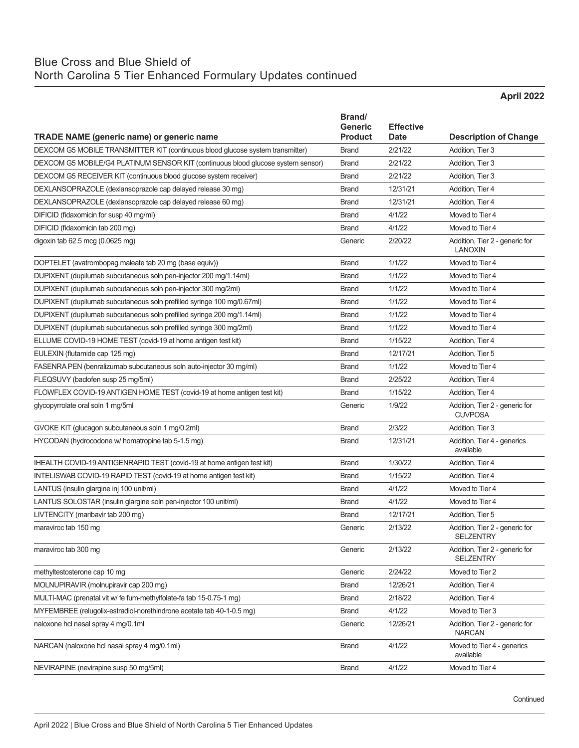## Blue Cross and Blue Shield of North Carolina 5 Tier Enhanced Formulary Updates continued

**April 2022**

| TRADE NAME (generic name) or generic name | Brand/ Generic Product | Effective Date | Description of Change |
|---|---|---|---|
| DEXCOM G5 MOBILE TRANSMITTER KIT (continuous blood glucose system transmitter) | Brand | 2/21/22 | Addition, Tier 3 |
| DEXCOM G5 MOBILE/G4 PLATINUM SENSOR KIT (continuous blood glucose system sensor) | Brand | 2/21/22 | Addition, Tier 3 |
| DEXCOM G5 RECEIVER KIT (continuous blood glucose system receiver) | Brand | 2/21/22 | Addition, Tier 3 |
| DEXLANSOPRAZOLE (dexlansoprazole cap delayed release 30 mg) | Brand | 12/31/21 | Addition, Tier 4 |
| DEXLANSOPRAZOLE (dexlansoprazole cap delayed release 60 mg) | Brand | 12/31/21 | Addition, Tier 4 |
| DIFICID (fidaxomicin for susp 40 mg/ml) | Brand | 4/1/22 | Moved to Tier 4 |
| DIFICID (fidaxomicin tab 200 mg) | Brand | 4/1/22 | Moved to Tier 4 |
| digoxin tab 62.5 mcg (0.0625 mg) | Generic | 2/20/22 | Addition, Tier 2 - generic for LANOXIN |
| DOPTELET (avatrombopag maleate tab 20 mg (base equiv)) | Brand | 1/1/22 | Moved to Tier 4 |
| DUPIXENT (dupilumab subcutaneous soln pen-injector 200 mg/1.14ml) | Brand | 1/1/22 | Moved to Tier 4 |
| DUPIXENT (dupilumab subcutaneous soln pen-injector 300 mg/2ml) | Brand | 1/1/22 | Moved to Tier 4 |
| DUPIXENT (dupilumab subcutaneous soln prefilled syringe 100 mg/0.67ml) | Brand | 1/1/22 | Moved to Tier 4 |
| DUPIXENT (dupilumab subcutaneous soln prefilled syringe 200 mg/1.14ml) | Brand | 1/1/22 | Moved to Tier 4 |
| DUPIXENT (dupilumab subcutaneous soln prefilled syringe 300 mg/2ml) | Brand | 1/1/22 | Moved to Tier 4 |
| ELLUME COVID-19 HOME TEST (covid-19 at home antigen test kit) | Brand | 1/15/22 | Addition, Tier 4 |
| EULEXIN (flutamide cap 125 mg) | Brand | 12/17/21 | Addition, Tier 5 |
| FASENRA PEN (benralizumab subcutaneous soln auto-injector 30 mg/ml) | Brand | 1/1/22 | Moved to Tier 4 |
| FLEQSUVY (baclofen susp 25 mg/5ml) | Brand | 2/25/22 | Addition, Tier 4 |
| FLOWFLEX COVID-19 ANTIGEN HOME TEST (covid-19 at home antigen test kit) | Brand | 1/15/22 | Addition, Tier 4 |
| glycopyrrolate oral soln 1 mg/5ml | Generic | 1/9/22 | Addition, Tier 2 - generic for CUVPOSA |
| GVOKE KIT (glucagon subcutaneous soln 1 mg/0.2ml) | Brand | 2/3/22 | Addition, Tier 3 |
| HYCODAN (hydrocodone w/ homatropine tab 5-1.5 mg) | Brand | 12/31/21 | Addition, Tier 4 - generics available |
| IHEALTH COVID-19 ANTIGENRAPID TEST (covid-19 at home antigen test kit) | Brand | 1/30/22 | Addition, Tier 4 |
| INTELISWAB COVID-19 RAPID TEST (covid-19 at home antigen test kit) | Brand | 1/15/22 | Addition, Tier 4 |
| LANTUS (insulin glargine inj 100 unit/ml) | Brand | 4/1/22 | Moved to Tier 4 |
| LANTUS SOLOSTAR (insulin glargine soln pen-injector 100 unit/ml) | Brand | 4/1/22 | Moved to Tier 4 |
| LIVTENCITY (maribavir tab 200 mg) | Brand | 12/17/21 | Addition, Tier 5 |
| maraviroc tab 150 mg | Generic | 2/13/22 | Addition, Tier 2 - generic for SELZENTRY |
| maraviroc tab 300 mg | Generic | 2/13/22 | Addition, Tier 2 - generic for SELZENTRY |
| methyltestosterone cap 10 mg | Generic | 2/24/22 | Moved to Tier 2 |
| MOLNUPIRAVIR (molnupiravir cap 200 mg) | Brand | 12/26/21 | Addition, Tier 4 |
| MULTI-MAC (prenatal vit w/ fe fum-methylfolate-fa tab 15-0.75-1 mg) | Brand | 2/18/22 | Addition, Tier 4 |
| MYFEMBREE (relugolix-estradiol-norethindrone acetate tab 40-1-0.5 mg) | Brand | 4/1/22 | Moved to Tier 3 |
| naloxone hcl nasal spray 4 mg/0.1ml | Generic | 12/26/21 | Addition, Tier 2 - generic for NARCAN |
| NARCAN (naloxone hcl nasal spray 4 mg/0.1ml) | Brand | 4/1/22 | Moved to Tier 4 - generics available |
| NEVIRAPINE (nevirapine susp 50 mg/5ml) | Brand | 4/1/22 | Moved to Tier 4 |

Continued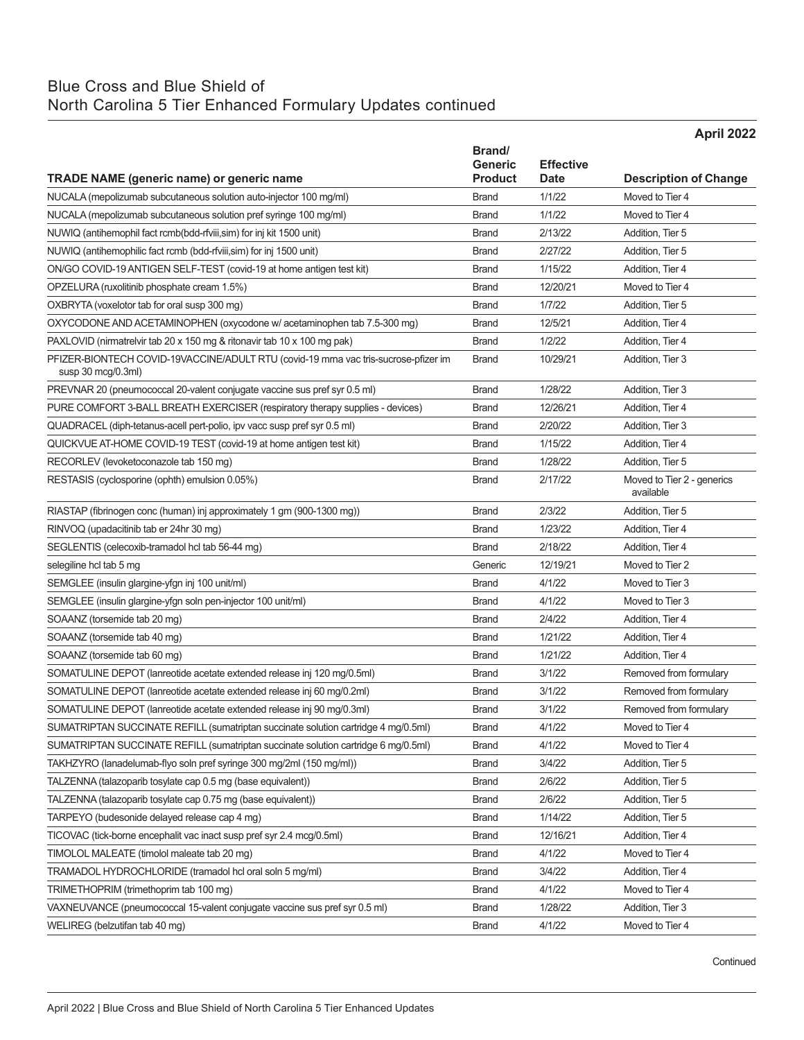# Blue Cross and Blue Shield of North Carolina 5 Tier Enhanced Formulary Updates continued

**April 2022**

| TRADE NAME (generic name) or generic name | Brand/ Generic Product | Effective Date | Description of Change |
|---|---|---|---|
| NUCALA (mepolizumab subcutaneous solution auto-injector 100 mg/ml) | Brand | 1/1/22 | Moved to Tier 4 |
| NUCALA (mepolizumab subcutaneous solution pref syringe 100 mg/ml) | Brand | 1/1/22 | Moved to Tier 4 |
| NUWIQ (antihemophil fact rcmb(bdd-rfviii,sim) for inj kit 1500 unit) | Brand | 2/13/22 | Addition, Tier 5 |
| NUWIQ (antihemophilic fact rcmb (bdd-rfviii,sim) for inj 1500 unit) | Brand | 2/27/22 | Addition, Tier 5 |
| ON/GO COVID-19 ANTIGEN SELF-TEST (covid-19 at home antigen test kit) | Brand | 1/15/22 | Addition, Tier 4 |
| OPZELURA (ruxolitinib phosphate cream 1.5%) | Brand | 12/20/21 | Moved to Tier 4 |
| OXBRYTA (voxelotor tab for oral susp 300 mg) | Brand | 1/7/22 | Addition, Tier 5 |
| OXYCODONE AND ACETAMINOPHEN (oxycodone w/ acetaminophen tab 7.5-300 mg) | Brand | 12/5/21 | Addition, Tier 4 |
| PAXLOVID (nirmatrelvir tab 20 x 150 mg & ritonavir tab 10 x 100 mg pak) | Brand | 1/2/22 | Addition, Tier 4 |
| PFIZER-BIONTECH COVID-19VACCINE/ADULT RTU (covid-19 mrna vac tris-sucrose-pfizer im susp 30 mcg/0.3ml) | Brand | 10/29/21 | Addition, Tier 3 |
| PREVNAR 20 (pneumococcal 20-valent conjugate vaccine sus pref syr 0.5 ml) | Brand | 1/28/22 | Addition, Tier 3 |
| PURE COMFORT 3-BALL BREATH EXERCISER (respiratory therapy supplies - devices) | Brand | 12/26/21 | Addition, Tier 4 |
| QUADRACEL (diph-tetanus-acell pert-polio, ipv vacc susp pref syr 0.5 ml) | Brand | 2/20/22 | Addition, Tier 3 |
| QUICKVUE AT-HOME COVID-19 TEST (covid-19 at home antigen test kit) | Brand | 1/15/22 | Addition, Tier 4 |
| RECORLEV (levoketoconazole tab 150 mg) | Brand | 1/28/22 | Addition, Tier 5 |
| RESTASIS (cyclosporine (ophth) emulsion 0.05%) | Brand | 2/17/22 | Moved to Tier 2 - generics available |
| RIASTAP (fibrinogen conc (human) inj approximately 1 gm (900-1300 mg)) | Brand | 2/3/22 | Addition, Tier 5 |
| RINVOQ (upadacitinib tab er 24hr 30 mg) | Brand | 1/23/22 | Addition, Tier 4 |
| SEGLENTIS (celecoxib-tramadol hcl tab 56-44 mg) | Brand | 2/18/22 | Addition, Tier 4 |
| selegiline hcl tab 5 mg | Generic | 12/19/21 | Moved to Tier 2 |
| SEMGLEE (insulin glargine-yfgn inj 100 unit/ml) | Brand | 4/1/22 | Moved to Tier 3 |
| SEMGLEE (insulin glargine-yfgn soln pen-injector 100 unit/ml) | Brand | 4/1/22 | Moved to Tier 3 |
| SOAANZ (torsemide tab 20 mg) | Brand | 2/4/22 | Addition, Tier 4 |
| SOAANZ (torsemide tab 40 mg) | Brand | 1/21/22 | Addition, Tier 4 |
| SOAANZ (torsemide tab 60 mg) | Brand | 1/21/22 | Addition, Tier 4 |
| SOMATULINE DEPOT (lanreotide acetate extended release inj 120 mg/0.5ml) | Brand | 3/1/22 | Removed from formulary |
| SOMATULINE DEPOT (lanreotide acetate extended release inj 60 mg/0.2ml) | Brand | 3/1/22 | Removed from formulary |
| SOMATULINE DEPOT (lanreotide acetate extended release inj 90 mg/0.3ml) | Brand | 3/1/22 | Removed from formulary |
| SUMATRIPTAN SUCCINATE REFILL (sumatriptan succinate solution cartridge 4 mg/0.5ml) | Brand | 4/1/22 | Moved to Tier 4 |
| SUMATRIPTAN SUCCINATE REFILL (sumatriptan succinate solution cartridge 6 mg/0.5ml) | Brand | 4/1/22 | Moved to Tier 4 |
| TAKHZYRO (lanadelumab-flyo soln pref syringe 300 mg/2ml (150 mg/ml)) | Brand | 3/4/22 | Addition, Tier 5 |
| TALZENNA (talazoparib tosylate cap 0.5 mg (base equivalent)) | Brand | 2/6/22 | Addition, Tier 5 |
| TALZENNA (talazoparib tosylate cap 0.75 mg (base equivalent)) | Brand | 2/6/22 | Addition, Tier 5 |
| TARPEYO (budesonide delayed release cap 4 mg) | Brand | 1/14/22 | Addition, Tier 5 |
| TICOVAC (tick-borne encephalit vac inact susp pref syr 2.4 mcg/0.5ml) | Brand | 12/16/21 | Addition, Tier 4 |
| TIMOLOL MALEATE (timolol maleate tab 20 mg) | Brand | 4/1/22 | Moved to Tier 4 |
| TRAMADOL HYDROCHLORIDE (tramadol hcl oral soln 5 mg/ml) | Brand | 3/4/22 | Addition, Tier 4 |
| TRIMETHOPRIM (trimethoprim tab 100 mg) | Brand | 4/1/22 | Moved to Tier 4 |
| VAXNEUVANCE (pneumococcal 15-valent conjugate vaccine sus pref syr 0.5 ml) | Brand | 1/28/22 | Addition, Tier 3 |
| WELIREG (belzutifan tab 40 mg) | Brand | 4/1/22 | Moved to Tier 4 |

Continued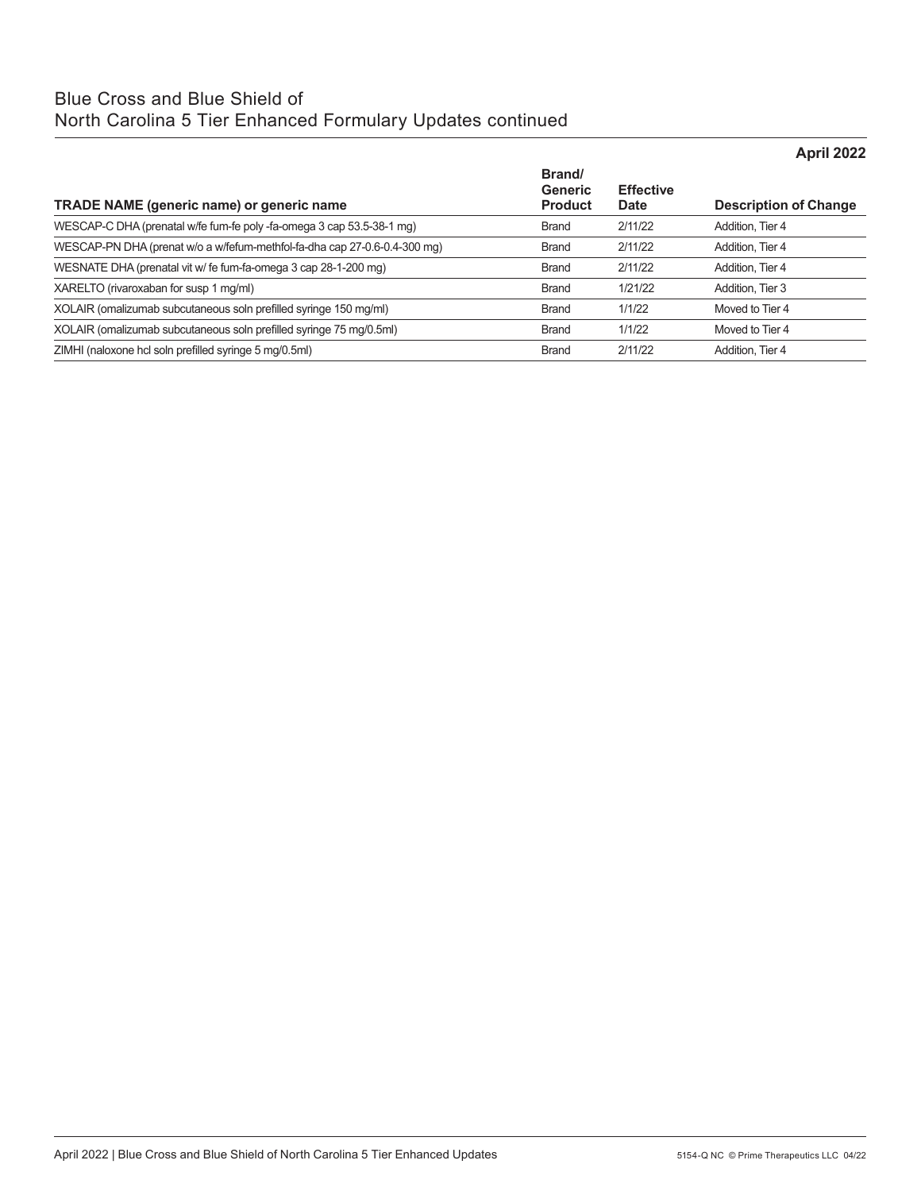## Blue Cross and Blue Shield of North Carolina 5 Tier Enhanced Formulary Updates continued

**April 2022**

| TRADE NAME (generic name) or generic name | Brand/ Generic Product | Effective Date | Description of Change |
|---|---|---|---|
| WESCAP-C DHA (prenatal w/fe fum-fe poly -fa-omega 3 cap 53.5-38-1 mg) | Brand | 2/11/22 | Addition, Tier 4 |
| WESCAP-PN DHA (prenat w/o a w/fefum-methfol-fa-dha cap 27-0.6-0.4-300 mg) | Brand | 2/11/22 | Addition, Tier 4 |
| WESNATE DHA (prenatal vit w/ fe fum-fa-omega 3 cap 28-1-200 mg) | Brand | 2/11/22 | Addition, Tier 4 |
| XARELTO (rivaroxaban for susp 1 mg/ml) | Brand | 1/21/22 | Addition, Tier 3 |
| XOLAIR (omalizumab subcutaneous soln prefilled syringe 150 mg/ml) | Brand | 1/1/22 | Moved to Tier 4 |
| XOLAIR (omalizumab subcutaneous soln prefilled syringe 75 mg/0.5ml) | Brand | 1/1/22 | Moved to Tier 4 |
| ZIMHI (naloxone hcl soln prefilled syringe 5 mg/0.5ml) | Brand | 2/11/22 | Addition, Tier 4 |

5154-Q NC © Prime Therapeutics LLC 04/22